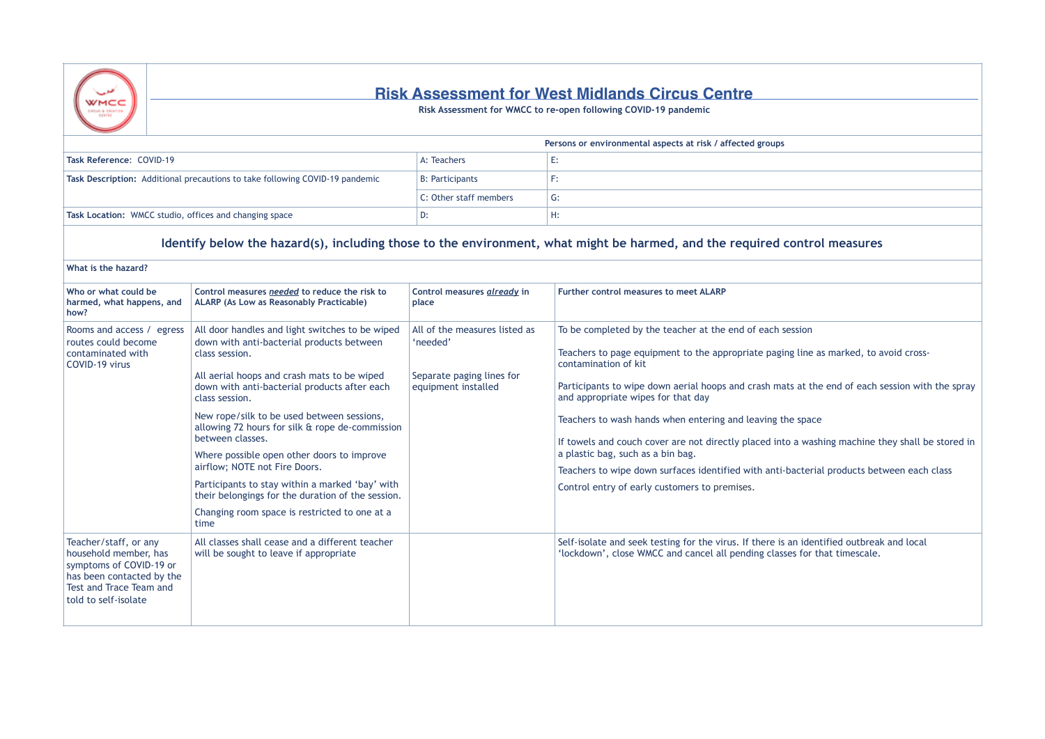# Risk Assessment for West Midlands Circus Centre

**Risk Assessment for WMCC to re-open following COVID-19 pandemic**

| | | Persons or environmental aspects at risk / affected groups |
|---|---|---|
| **Task Reference:** COVID-19 | A: Teachers | E: |
| **Task Description:** Additional precautions to take following COVID-19 pandemic | B: Participants | F: |
| | C: Other staff members | G: |
| **Task Location:** WMCC studio, offices and changing space | D: | H: |

## Identify below the hazard(s), including those to the environment, what might be harmed, and the required control measures

**What is the hazard?**

| Who or what could be harmed, what happens, and how? | Control measures *needed* to reduce the risk to ALARP (As Low as Reasonably Practicable) | Control measures *already* in place | Further control measures to meet ALARP |
|---|---|---|---|
| Rooms and access / egress routes could become contaminated with COVID-19 virus | All door handles and light switches to be wiped down with anti-bacterial products between class session.<br><br>All aerial hoops and crash mats to be wiped down with anti-bacterial products after each class session.<br><br>New rope/silk to be used between sessions, allowing 72 hours for silk & rope de-commission between classes.<br><br>Where possible open other doors to improve airflow; NOTE not Fire Doors.<br><br>Participants to stay within a marked 'bay' with their belongings for the duration of the session.<br><br>Changing room space is restricted to one at a time | All of the measures listed as 'needed'<br><br>Separate paging lines for equipment installed | To be completed by the teacher at the end of each session<br><br>Teachers to page equipment to the appropriate paging line as marked, to avoid cross-contamination of kit<br><br>Participants to wipe down aerial hoops and crash mats at the end of each session with the spray and appropriate wipes for that day<br><br>Teachers to wash hands when entering and leaving the space<br><br>If towels and couch cover are not directly placed into a washing machine they shall be stored in a plastic bag, such as a bin bag.<br><br>Teachers to wipe down surfaces identified with anti-bacterial products between each class<br><br>Control entry of early customers to premises. |
| Teacher/staff, or any household member, has symptoms of COVID-19 or has been contacted by the Test and Trace Team and told to self-isolate | All classes shall cease and a different teacher will be sought to leave if appropriate | | Self-isolate and seek testing for the virus. If there is an identified outbreak and local 'lockdown', close WMCC and cancel all pending classes for that timescale. |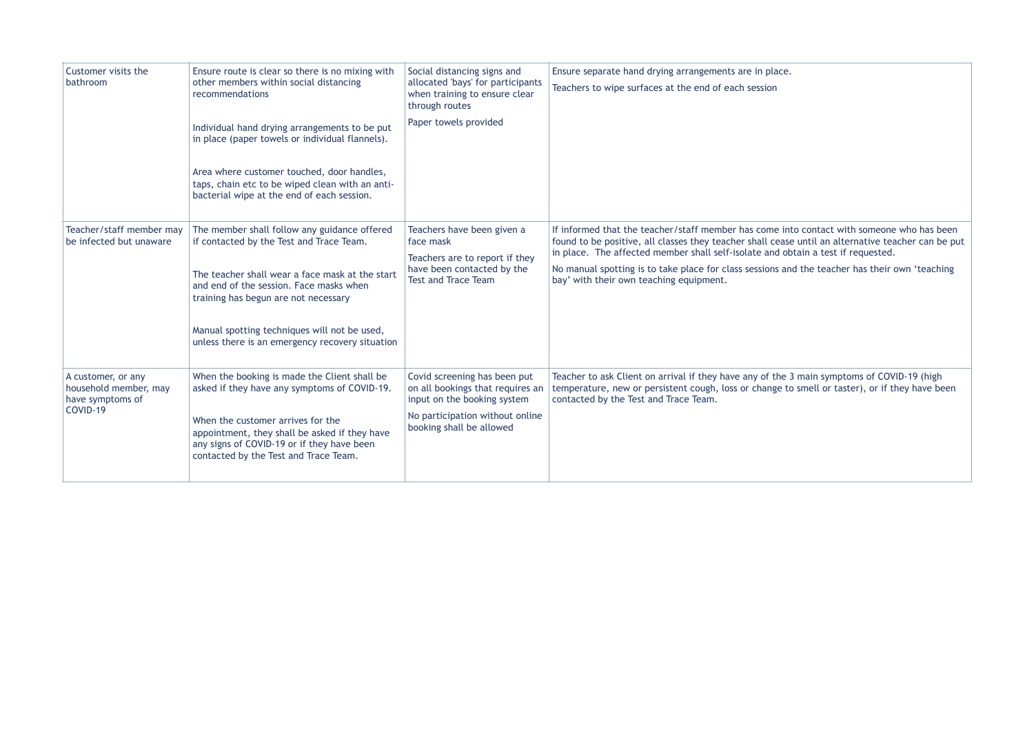| | | | |
|---|---|---|---|
| Customer visits the bathroom | Ensure route is clear so there is no mixing with other members within social distancing recommendations<br><br>Individual hand drying arrangements to be put in place (paper towels or individual flannels).<br><br>Area where customer touched, door handles, taps, chain etc to be wiped clean with an anti-bacterial wipe at the end of each session. | Social distancing signs and allocated 'bays' for participants when training to ensure clear through routes<br><br>Paper towels provided | Ensure separate hand drying arrangements are in place.<br><br>Teachers to wipe surfaces at the end of each session |
| Teacher/staff member may be infected but unaware | The member shall follow any guidance offered if contacted by the Test and Trace Team.<br><br>The teacher shall wear a face mask at the start and end of the session. Face masks when training has begun are not necessary<br><br>Manual spotting techniques will not be used, unless there is an emergency recovery situation | Teachers have been given a face mask<br><br>Teachers are to report if they have been contacted by the Test and Trace Team | If informed that the teacher/staff member has come into contact with someone who has been found to be positive, all classes they teacher shall cease until an alternative teacher can be put in place. The affected member shall self-isolate and obtain a test if requested.<br><br>No manual spotting is to take place for class sessions and the teacher has their own 'teaching bay' with their own teaching equipment. |
| A customer, or any household member, may have symptoms of COVID-19 | When the booking is made the Client shall be asked if they have any symptoms of COVID-19.<br><br>When the customer arrives for the appointment, they shall be asked if they have any signs of COVID-19 or if they have been contacted by the Test and Trace Team. | Covid screening has been put on all bookings that requires an input on the booking system<br><br>No participation without online booking shall be allowed | Teacher to ask Client on arrival if they have any of the 3 main symptoms of COVID-19 (high temperature, new or persistent cough, loss or change to smell or taster), or if they have been contacted by the Test and Trace Team. |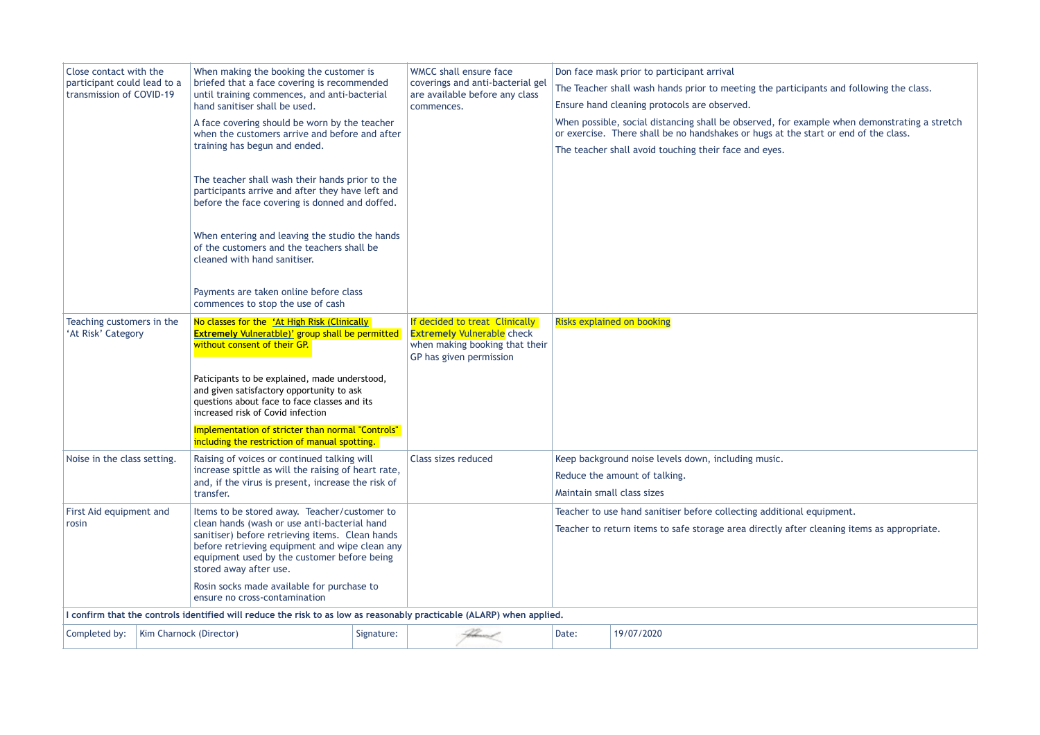| | | | |
|---|---|---|---|
| Close contact with the participant could lead to a transmission of COVID-19 | When making the booking the customer is briefed that a face covering is recommended until training commences, and anti-bacterial hand sanitiser shall be used.<br><br>A face covering should be worn by the teacher when the customers arrive and before and after training has begun and ended.<br><br>The teacher shall wash their hands prior to the participants arrive and after they have left and before the face covering is donned and doffed.<br><br>When entering and leaving the studio the hands of the customers and the teachers shall be cleaned with hand sanitiser.<br><br>Payments are taken online before class commences to stop the use of cash | WMCC shall ensure face coverings and anti-bacterial gel are available before any class commences. | Don face mask prior to participant arrival<br><br>The Teacher shall wash hands prior to meeting the participants and following the class.<br><br>Ensure hand cleaning protocols are observed.<br><br>When possible, social distancing shall be observed, for example when demonstrating a stretch or exercise. There shall be no handshakes or hugs at the start or end of the class.<br><br>The teacher shall avoid touching their face and eyes. |
| Teaching customers in the 'At Risk' Category | No classes for the 'At High Risk (Clinically **Extremely** Vulneratble)' group shall be permitted without consent of their GP.<br><br>Paticipants to be explained, made understood, and given satisfactory opportunity to ask questions about face to face classes and its increased risk of Covid infection<br><br>Implementation of stricter than normal "Controls" including the restriction of manual spotting. | If decided to treat Clinically **Extremely** Vulnerable check when making booking that their GP has given permission | Risks explained on booking |
| Noise in the class setting. | Raising of voices or continued talking will increase spittle as will the raising of heart rate, and, if the virus is present, increase the risk of transfer. | Class sizes reduced | Keep background noise levels down, including music.<br><br>Reduce the amount of talking.<br><br>Maintain small class sizes |
| First Aid equipment and rosin | Items to be stored away. Teacher/customer to clean hands (wash or use anti-bacterial hand sanitiser) before retrieving items. Clean hands before retrieving equipment and wipe clean any equipment used by the customer before being stored away after use.<br><br>Rosin socks made available for purchase to ensure no cross-contamination | | Teacher to use hand sanitiser before collecting additional equipment.<br><br>Teacher to return items to safe storage area directly after cleaning items as appropriate. |

**I confirm that the controls identified will reduce the risk to as low as reasonably practicable (ALARP) when applied.**

| | | | | | |
|---|---|---|---|---|---|
| Completed by: | Kim Charnock (Director) | Signature: | | Date: | 19/07/2020 |